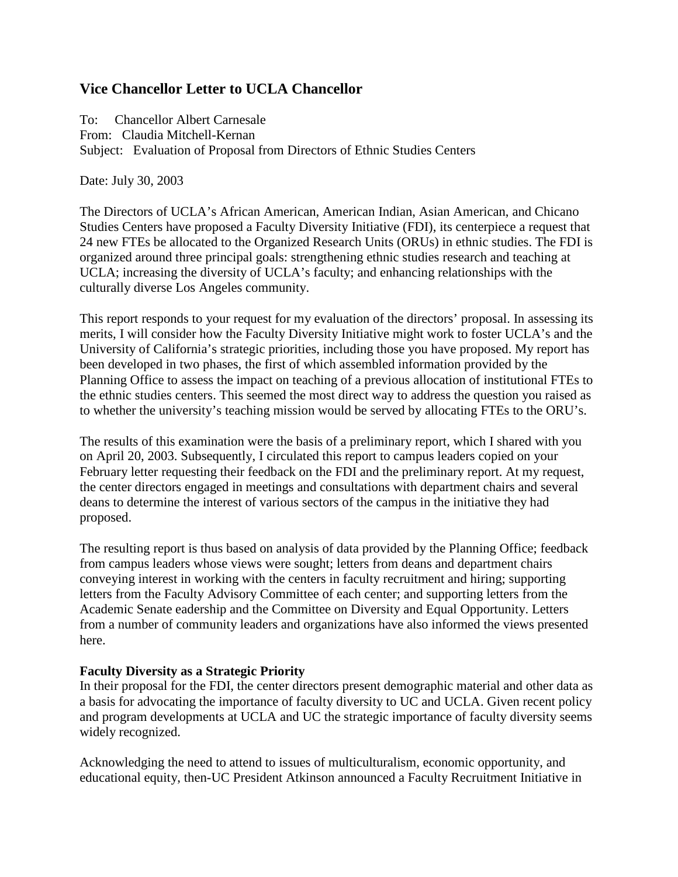## Vice Chancellor Letter to UCLA Chancellor

To: Chancellor Albert Carnesale
From: Claudia Mitchell-Kernan
Subject: Evaluation of Proposal from Directors of Ethnic Studies Centers

Date: July 30, 2003

The Directors of UCLA's African American, American Indian, Asian American, and Chicano Studies Centers have proposed a Faculty Diversity Initiative (FDI), its centerpiece a request that 24 new FTEs be allocated to the Organized Research Units (ORUs) in ethnic studies. The FDI is organized around three principal goals: strengthening ethnic studies research and teaching at UCLA; increasing the diversity of UCLA's faculty; and enhancing relationships with the culturally diverse Los Angeles community.

This report responds to your request for my evaluation of the directors' proposal. In assessing its merits, I will consider how the Faculty Diversity Initiative might work to foster UCLA's and the University of California's strategic priorities, including those you have proposed. My report has been developed in two phases, the first of which assembled information provided by the Planning Office to assess the impact on teaching of a previous allocation of institutional FTEs to the ethnic studies centers. This seemed the most direct way to address the question you raised as to whether the university's teaching mission would be served by allocating FTEs to the ORU's.

The results of this examination were the basis of a preliminary report, which I shared with you on April 20, 2003. Subsequently, I circulated this report to campus leaders copied on your February letter requesting their feedback on the FDI and the preliminary report. At my request, the center directors engaged in meetings and consultations with department chairs and several deans to determine the interest of various sectors of the campus in the initiative they had proposed.

The resulting report is thus based on analysis of data provided by the Planning Office; feedback from campus leaders whose views were sought; letters from deans and department chairs conveying interest in working with the centers in faculty recruitment and hiring; supporting letters from the Faculty Advisory Committee of each center; and supporting letters from the Academic Senate eadership and the Committee on Diversity and Equal Opportunity. Letters from a number of community leaders and organizations have also informed the views presented here.

**Faculty Diversity as a Strategic Priority**

In their proposal for the FDI, the center directors present demographic material and other data as a basis for advocating the importance of faculty diversity to UC and UCLA. Given recent policy and program developments at UCLA and UC the strategic importance of faculty diversity seems widely recognized.

Acknowledging the need to attend to issues of multiculturalism, economic opportunity, and educational equity, then-UC President Atkinson announced a Faculty Recruitment Initiative in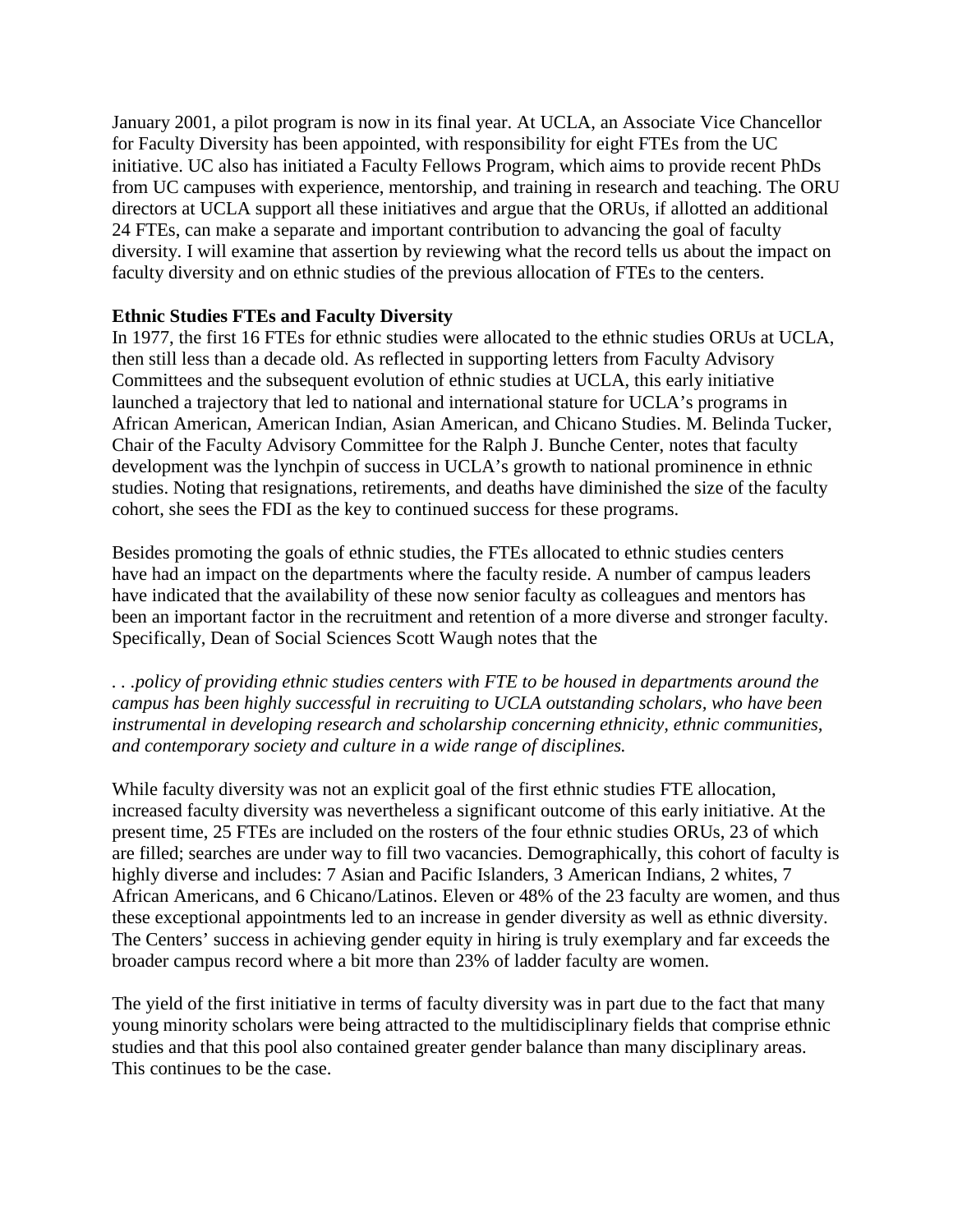January 2001, a pilot program is now in its final year. At UCLA, an Associate Vice Chancellor for Faculty Diversity has been appointed, with responsibility for eight FTEs from the UC initiative. UC also has initiated a Faculty Fellows Program, which aims to provide recent PhDs from UC campuses with experience, mentorship, and training in research and teaching. The ORU directors at UCLA support all these initiatives and argue that the ORUs, if allotted an additional 24 FTEs, can make a separate and important contribution to advancing the goal of faculty diversity. I will examine that assertion by reviewing what the record tells us about the impact on faculty diversity and on ethnic studies of the previous allocation of FTEs to the centers.

**Ethnic Studies FTEs and Faculty Diversity**

In 1977, the first 16 FTEs for ethnic studies were allocated to the ethnic studies ORUs at UCLA, then still less than a decade old. As reflected in supporting letters from Faculty Advisory Committees and the subsequent evolution of ethnic studies at UCLA, this early initiative launched a trajectory that led to national and international stature for UCLA's programs in African American, American Indian, Asian American, and Chicano Studies. M. Belinda Tucker, Chair of the Faculty Advisory Committee for the Ralph J. Bunche Center, notes that faculty development was the lynchpin of success in UCLA's growth to national prominence in ethnic studies. Noting that resignations, retirements, and deaths have diminished the size of the faculty cohort, she sees the FDI as the key to continued success for these programs.

Besides promoting the goals of ethnic studies, the FTEs allocated to ethnic studies centers have had an impact on the departments where the faculty reside. A number of campus leaders have indicated that the availability of these now senior faculty as colleagues and mentors has been an important factor in the recruitment and retention of a more diverse and stronger faculty. Specifically, Dean of Social Sciences Scott Waugh notes that the

*. . .policy of providing ethnic studies centers with FTE to be housed in departments around the campus has been highly successful in recruiting to UCLA outstanding scholars, who have been instrumental in developing research and scholarship concerning ethnicity, ethnic communities, and contemporary society and culture in a wide range of disciplines.*

While faculty diversity was not an explicit goal of the first ethnic studies FTE allocation, increased faculty diversity was nevertheless a significant outcome of this early initiative. At the present time, 25 FTEs are included on the rosters of the four ethnic studies ORUs, 23 of which are filled; searches are under way to fill two vacancies. Demographically, this cohort of faculty is highly diverse and includes: 7 Asian and Pacific Islanders, 3 American Indians, 2 whites, 7 African Americans, and 6 Chicano/Latinos. Eleven or 48% of the 23 faculty are women, and thus these exceptional appointments led to an increase in gender diversity as well as ethnic diversity. The Centers' success in achieving gender equity in hiring is truly exemplary and far exceeds the broader campus record where a bit more than 23% of ladder faculty are women.

The yield of the first initiative in terms of faculty diversity was in part due to the fact that many young minority scholars were being attracted to the multidisciplinary fields that comprise ethnic studies and that this pool also contained greater gender balance than many disciplinary areas. This continues to be the case.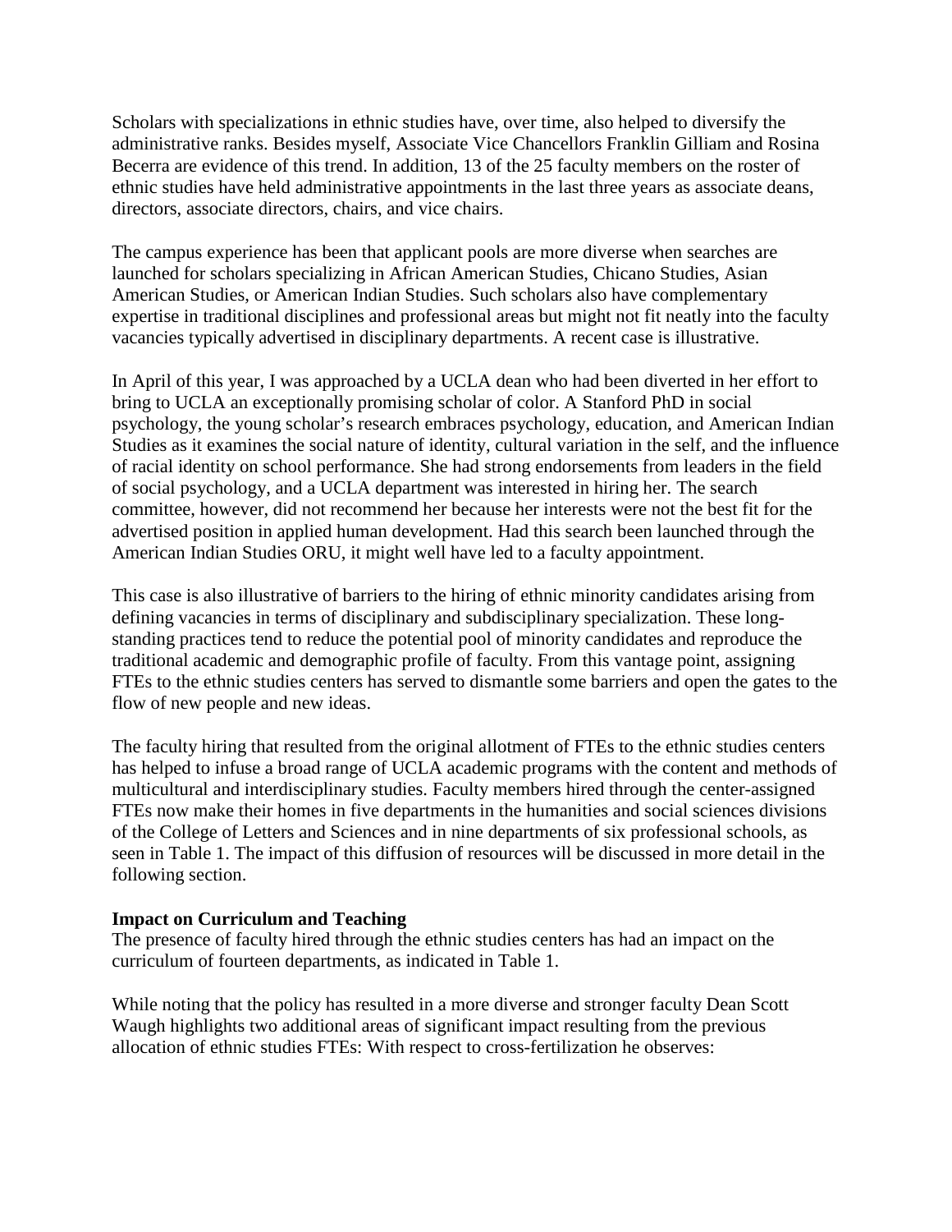Scholars with specializations in ethnic studies have, over time, also helped to diversify the administrative ranks. Besides myself, Associate Vice Chancellors Franklin Gilliam and Rosina Becerra are evidence of this trend. In addition, 13 of the 25 faculty members on the roster of ethnic studies have held administrative appointments in the last three years as associate deans, directors, associate directors, chairs, and vice chairs.

The campus experience has been that applicant pools are more diverse when searches are launched for scholars specializing in African American Studies, Chicano Studies, Asian American Studies, or American Indian Studies. Such scholars also have complementary expertise in traditional disciplines and professional areas but might not fit neatly into the faculty vacancies typically advertised in disciplinary departments. A recent case is illustrative.

In April of this year, I was approached by a UCLA dean who had been diverted in her effort to bring to UCLA an exceptionally promising scholar of color. A Stanford PhD in social psychology, the young scholar's research embraces psychology, education, and American Indian Studies as it examines the social nature of identity, cultural variation in the self, and the influence of racial identity on school performance. She had strong endorsements from leaders in the field of social psychology, and a UCLA department was interested in hiring her. The search committee, however, did not recommend her because her interests were not the best fit for the advertised position in applied human development. Had this search been launched through the American Indian Studies ORU, it might well have led to a faculty appointment.

This case is also illustrative of barriers to the hiring of ethnic minority candidates arising from defining vacancies in terms of disciplinary and subdisciplinary specialization. These long-standing practices tend to reduce the potential pool of minority candidates and reproduce the traditional academic and demographic profile of faculty. From this vantage point, assigning FTEs to the ethnic studies centers has served to dismantle some barriers and open the gates to the flow of new people and new ideas.

The faculty hiring that resulted from the original allotment of FTEs to the ethnic studies centers has helped to infuse a broad range of UCLA academic programs with the content and methods of multicultural and interdisciplinary studies. Faculty members hired through the center-assigned FTEs now make their homes in five departments in the humanities and social sciences divisions of the College of Letters and Sciences and in nine departments of six professional schools, as seen in Table 1. The impact of this diffusion of resources will be discussed in more detail in the following section.

**Impact on Curriculum and Teaching**

The presence of faculty hired through the ethnic studies centers has had an impact on the curriculum of fourteen departments, as indicated in Table 1.

While noting that the policy has resulted in a more diverse and stronger faculty Dean Scott Waugh highlights two additional areas of significant impact resulting from the previous allocation of ethnic studies FTEs: With respect to cross-fertilization he observes: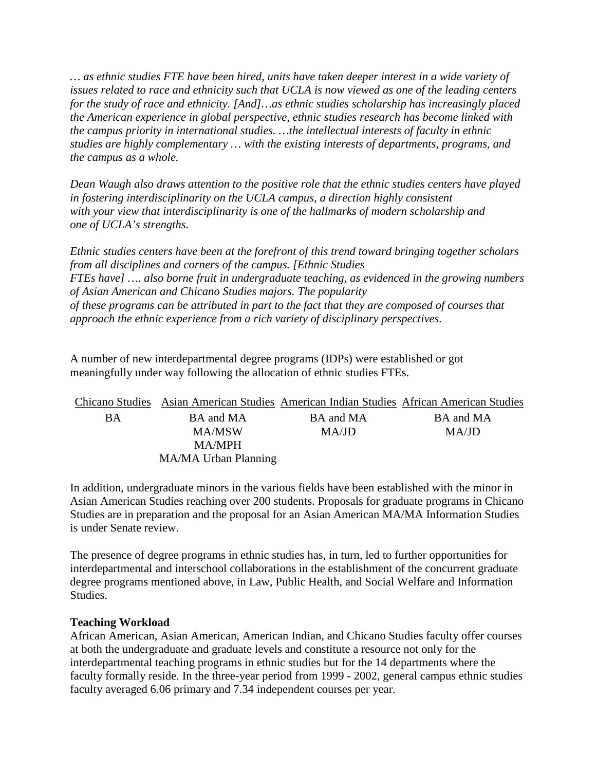*… as ethnic studies FTE have been hired, units have taken deeper interest in a wide variety of issues related to race and ethnicity such that UCLA is now viewed as one of the leading centers for the study of race and ethnicity. [And]…as ethnic studies scholarship has increasingly placed the American experience in global perspective, ethnic studies research has become linked with the campus priority in international studies. …the intellectual interests of faculty in ethnic studies are highly complementary … with the existing interests of departments, programs, and the campus as a whole.*

*Dean Waugh also draws attention to the positive role that the ethnic studies centers have played in fostering interdisciplinarity on the UCLA campus, a direction highly consistent with your view that interdisciplinarity is one of the hallmarks of modern scholarship and one of UCLA's strengths.*

*Ethnic studies centers have been at the forefront of this trend toward bringing together scholars from all disciplines and corners of the campus. [Ethnic Studies FTEs have] …. also borne fruit in undergraduate teaching, as evidenced in the growing numbers of Asian American and Chicano Studies majors. The popularity of these programs can be attributed in part to the fact that they are composed of courses that approach the ethnic experience from a rich variety of disciplinary perspectives.*

A number of new interdepartmental degree programs (IDPs) were established or got meaningfully under way following the allocation of ethnic studies FTEs.

| Chicano Studies | Asian American Studies | American Indian Studies | African American Studies |
|---|---|---|---|
| BA | BA and MA | BA and MA | BA and MA |
| | MA/MSW | MA/JD | MA/JD |
| | MA/MPH | | |
| | MA/MA Urban Planning | | |

In addition, undergraduate minors in the various fields have been established with the minor in Asian American Studies reaching over 200 students. Proposals for graduate programs in Chicano Studies are in preparation and the proposal for an Asian American MA/MA Information Studies is under Senate review.

The presence of degree programs in ethnic studies has, in turn, led to further opportunities for interdepartmental and interschool collaborations in the establishment of the concurrent graduate degree programs mentioned above, in Law, Public Health, and Social Welfare and Information Studies.

**Teaching Workload**

African American, Asian American, American Indian, and Chicano Studies faculty offer courses at both the undergraduate and graduate levels and constitute a resource not only for the interdepartmental teaching programs in ethnic studies but for the 14 departments where the faculty formally reside. In the three-year period from 1999 - 2002, general campus ethnic studies faculty averaged 6.06 primary and 7.34 independent courses per year.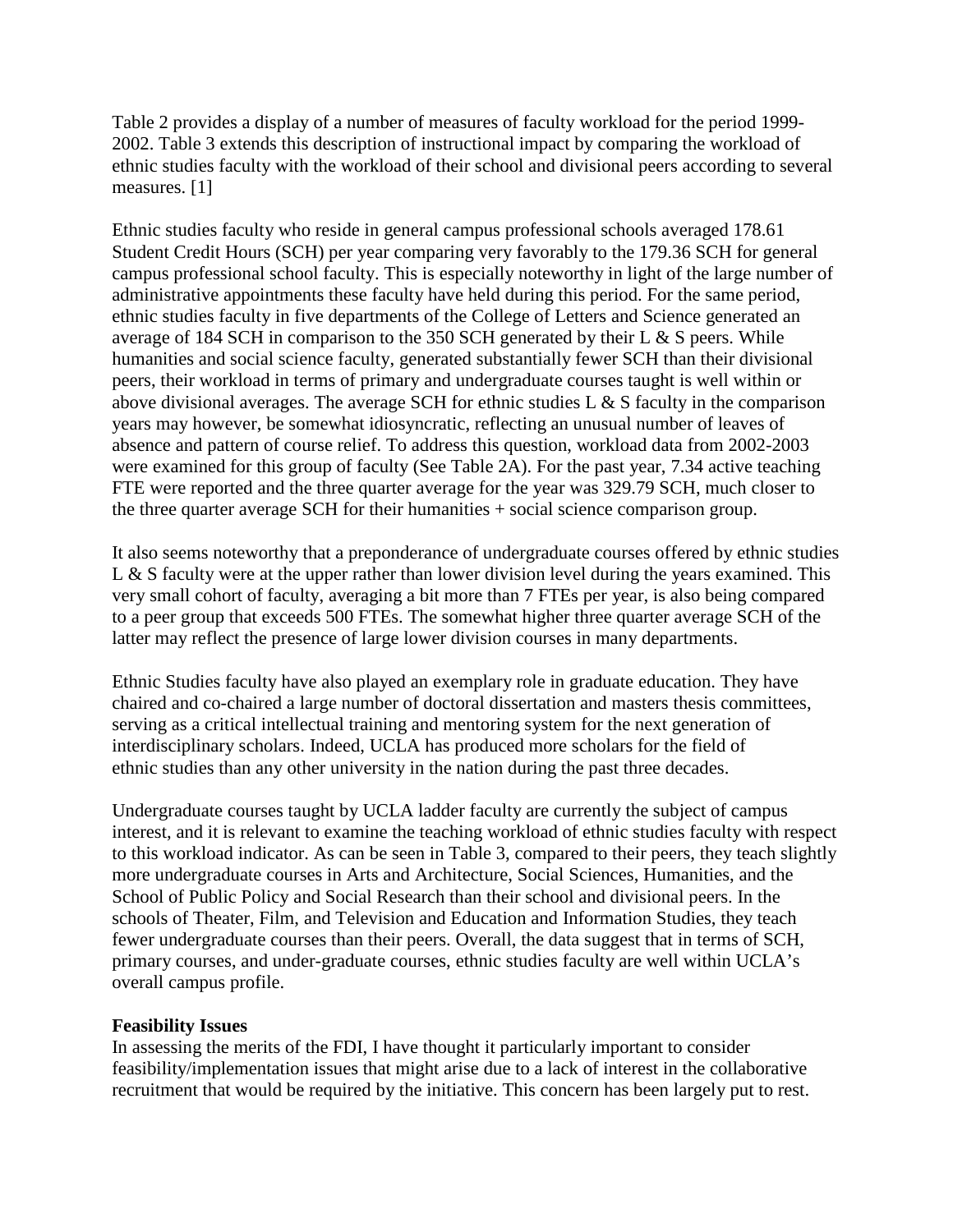Table 2 provides a display of a number of measures of faculty workload for the period 1999-2002. Table 3 extends this description of instructional impact by comparing the workload of ethnic studies faculty with the workload of their school and divisional peers according to several measures. [1]

Ethnic studies faculty who reside in general campus professional schools averaged 178.61 Student Credit Hours (SCH) per year comparing very favorably to the 179.36 SCH for general campus professional school faculty. This is especially noteworthy in light of the large number of administrative appointments these faculty have held during this period. For the same period, ethnic studies faculty in five departments of the College of Letters and Science generated an average of 184 SCH in comparison to the 350 SCH generated by their L & S peers. While humanities and social science faculty, generated substantially fewer SCH than their divisional peers, their workload in terms of primary and undergraduate courses taught is well within or above divisional averages. The average SCH for ethnic studies L & S faculty in the comparison years may however, be somewhat idiosyncratic, reflecting an unusual number of leaves of absence and pattern of course relief. To address this question, workload data from 2002-2003 were examined for this group of faculty (See Table 2A). For the past year, 7.34 active teaching FTE were reported and the three quarter average for the year was 329.79 SCH, much closer to the three quarter average SCH for their humanities + social science comparison group.

It also seems noteworthy that a preponderance of undergraduate courses offered by ethnic studies L & S faculty were at the upper rather than lower division level during the years examined. This very small cohort of faculty, averaging a bit more than 7 FTEs per year, is also being compared to a peer group that exceeds 500 FTEs. The somewhat higher three quarter average SCH of the latter may reflect the presence of large lower division courses in many departments.

Ethnic Studies faculty have also played an exemplary role in graduate education. They have chaired and co-chaired a large number of doctoral dissertation and masters thesis committees, serving as a critical intellectual training and mentoring system for the next generation of interdisciplinary scholars. Indeed, UCLA has produced more scholars for the field of ethnic studies than any other university in the nation during the past three decades.

Undergraduate courses taught by UCLA ladder faculty are currently the subject of campus interest, and it is relevant to examine the teaching workload of ethnic studies faculty with respect to this workload indicator. As can be seen in Table 3, compared to their peers, they teach slightly more undergraduate courses in Arts and Architecture, Social Sciences, Humanities, and the School of Public Policy and Social Research than their school and divisional peers. In the schools of Theater, Film, and Television and Education and Information Studies, they teach fewer undergraduate courses than their peers. Overall, the data suggest that in terms of SCH, primary courses, and under-graduate courses, ethnic studies faculty are well within UCLA's overall campus profile.

**Feasibility Issues**

In assessing the merits of the FDI, I have thought it particularly important to consider feasibility/implementation issues that might arise due to a lack of interest in the collaborative recruitment that would be required by the initiative. This concern has been largely put to rest.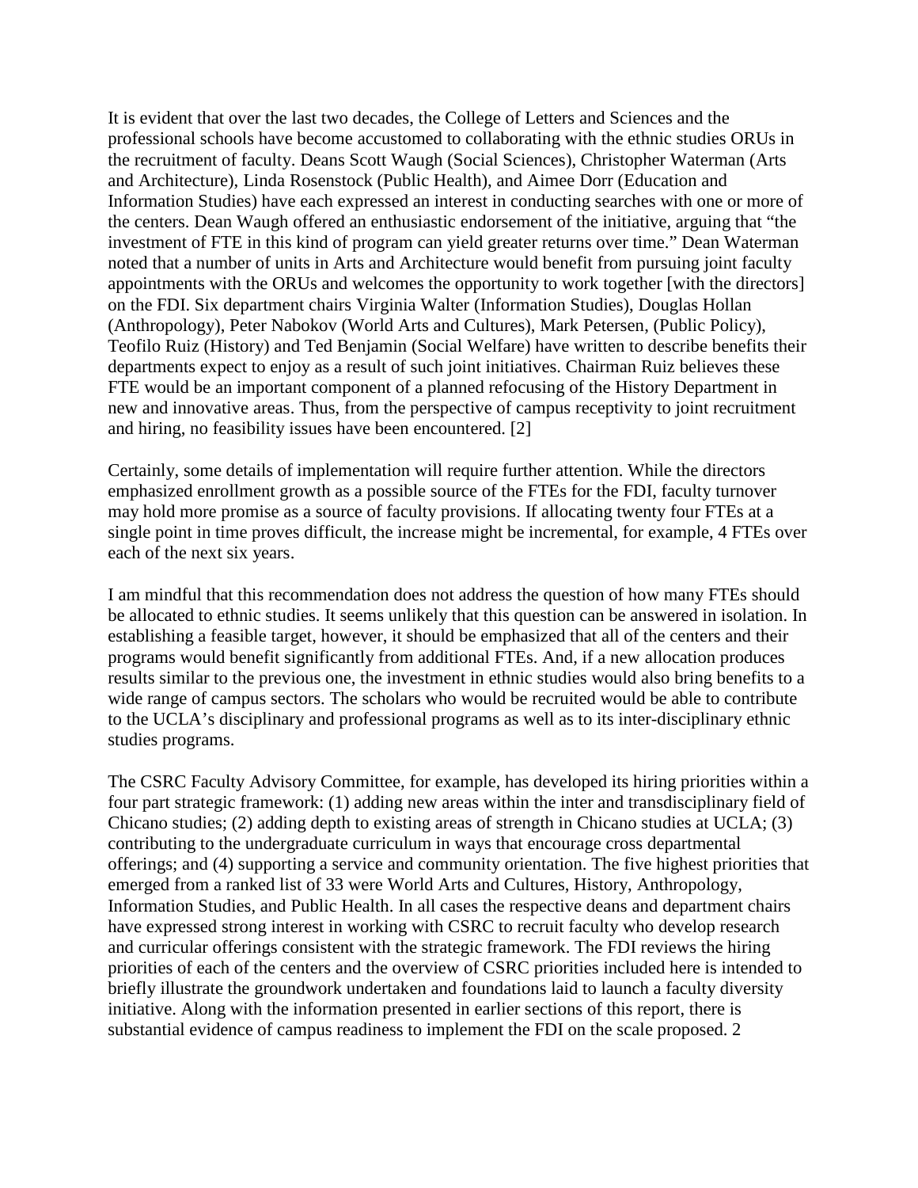It is evident that over the last two decades, the College of Letters and Sciences and the professional schools have become accustomed to collaborating with the ethnic studies ORUs in the recruitment of faculty. Deans Scott Waugh (Social Sciences), Christopher Waterman (Arts and Architecture), Linda Rosenstock (Public Health), and Aimee Dorr (Education and Information Studies) have each expressed an interest in conducting searches with one or more of the centers. Dean Waugh offered an enthusiastic endorsement of the initiative, arguing that "the investment of FTE in this kind of program can yield greater returns over time." Dean Waterman noted that a number of units in Arts and Architecture would benefit from pursuing joint faculty appointments with the ORUs and welcomes the opportunity to work together [with the directors] on the FDI. Six department chairs Virginia Walter (Information Studies), Douglas Hollan (Anthropology), Peter Nabokov (World Arts and Cultures), Mark Petersen, (Public Policy), Teofilo Ruiz (History) and Ted Benjamin (Social Welfare) have written to describe benefits their departments expect to enjoy as a result of such joint initiatives. Chairman Ruiz believes these FTE would be an important component of a planned refocusing of the History Department in new and innovative areas. Thus, from the perspective of campus receptivity to joint recruitment and hiring, no feasibility issues have been encountered. [2]

Certainly, some details of implementation will require further attention. While the directors emphasized enrollment growth as a possible source of the FTEs for the FDI, faculty turnover may hold more promise as a source of faculty provisions. If allocating twenty four FTEs at a single point in time proves difficult, the increase might be incremental, for example, 4 FTEs over each of the next six years.

I am mindful that this recommendation does not address the question of how many FTEs should be allocated to ethnic studies. It seems unlikely that this question can be answered in isolation. In establishing a feasible target, however, it should be emphasized that all of the centers and their programs would benefit significantly from additional FTEs. And, if a new allocation produces results similar to the previous one, the investment in ethnic studies would also bring benefits to a wide range of campus sectors. The scholars who would be recruited would be able to contribute to the UCLA's disciplinary and professional programs as well as to its inter-disciplinary ethnic studies programs.

The CSRC Faculty Advisory Committee, for example, has developed its hiring priorities within a four part strategic framework: (1) adding new areas within the inter and transdisciplinary field of Chicano studies; (2) adding depth to existing areas of strength in Chicano studies at UCLA; (3) contributing to the undergraduate curriculum in ways that encourage cross departmental offerings; and (4) supporting a service and community orientation. The five highest priorities that emerged from a ranked list of 33 were World Arts and Cultures, History, Anthropology, Information Studies, and Public Health. In all cases the respective deans and department chairs have expressed strong interest in working with CSRC to recruit faculty who develop research and curricular offerings consistent with the strategic framework. The FDI reviews the hiring priorities of each of the centers and the overview of CSRC priorities included here is intended to briefly illustrate the groundwork undertaken and foundations laid to launch a faculty diversity initiative. Along with the information presented in earlier sections of this report, there is substantial evidence of campus readiness to implement the FDI on the scale proposed. 2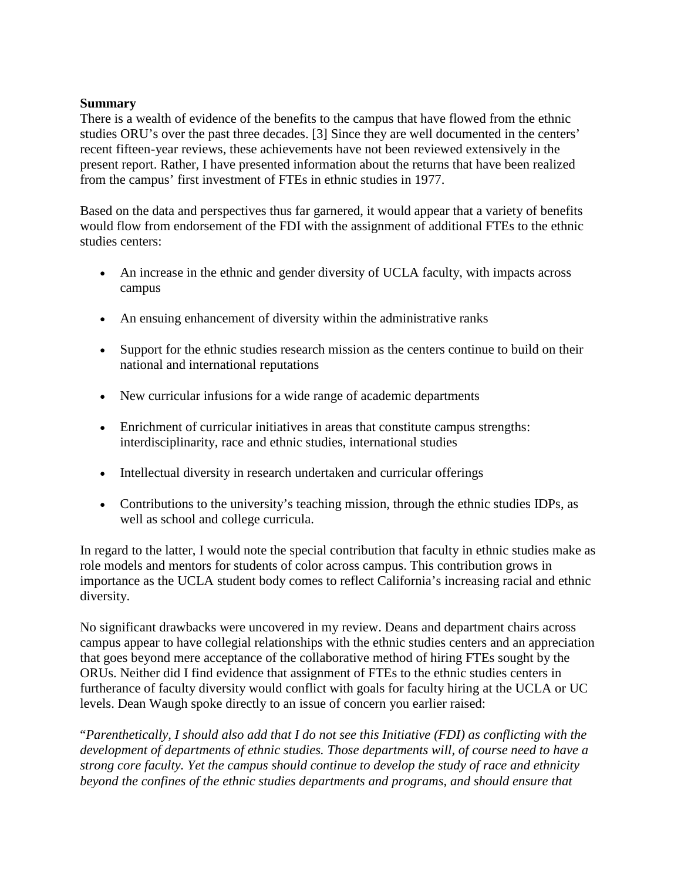**Summary**

There is a wealth of evidence of the benefits to the campus that have flowed from the ethnic studies ORU's over the past three decades. [3] Since they are well documented in the centers' recent fifteen-year reviews, these achievements have not been reviewed extensively in the present report. Rather, I have presented information about the returns that have been realized from the campus' first investment of FTEs in ethnic studies in 1977.

Based on the data and perspectives thus far garnered, it would appear that a variety of benefits would flow from endorsement of the FDI with the assignment of additional FTEs to the ethnic studies centers:

- An increase in the ethnic and gender diversity of UCLA faculty, with impacts across campus
- An ensuing enhancement of diversity within the administrative ranks
- Support for the ethnic studies research mission as the centers continue to build on their national and international reputations
- New curricular infusions for a wide range of academic departments
- Enrichment of curricular initiatives in areas that constitute campus strengths: interdisciplinarity, race and ethnic studies, international studies
- Intellectual diversity in research undertaken and curricular offerings
- Contributions to the university's teaching mission, through the ethnic studies IDPs, as well as school and college curricula.

In regard to the latter, I would note the special contribution that faculty in ethnic studies make as role models and mentors for students of color across campus. This contribution grows in importance as the UCLA student body comes to reflect California's increasing racial and ethnic diversity.

No significant drawbacks were uncovered in my review. Deans and department chairs across campus appear to have collegial relationships with the ethnic studies centers and an appreciation that goes beyond mere acceptance of the collaborative method of hiring FTEs sought by the ORUs. Neither did I find evidence that assignment of FTEs to the ethnic studies centers in furtherance of faculty diversity would conflict with goals for faculty hiring at the UCLA or UC levels. Dean Waugh spoke directly to an issue of concern you earlier raised:

"*Parenthetically, I should also add that I do not see this Initiative (FDI) as conflicting with the development of departments of ethnic studies. Those departments will, of course need to have a strong core faculty. Yet the campus should continue to develop the study of race and ethnicity beyond the confines of the ethnic studies departments and programs, and should ensure that*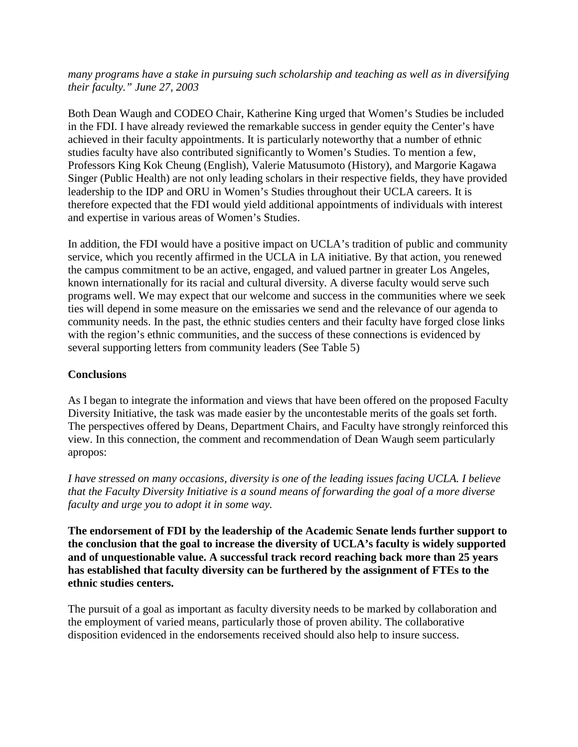*many programs have a stake in pursuing such scholarship and teaching as well as in diversifying their faculty." June 27, 2003*

Both Dean Waugh and CODEO Chair, Katherine King urged that Women's Studies be included in the FDI. I have already reviewed the remarkable success in gender equity the Center's have achieved in their faculty appointments. It is particularly noteworthy that a number of ethnic studies faculty have also contributed significantly to Women's Studies. To mention a few, Professors King Kok Cheung (English), Valerie Matusumoto (History), and Margorie Kagawa Singer (Public Health) are not only leading scholars in their respective fields, they have provided leadership to the IDP and ORU in Women's Studies throughout their UCLA careers. It is therefore expected that the FDI would yield additional appointments of individuals with interest and expertise in various areas of Women's Studies.

In addition, the FDI would have a positive impact on UCLA's tradition of public and community service, which you recently affirmed in the UCLA in LA initiative. By that action, you renewed the campus commitment to be an active, engaged, and valued partner in greater Los Angeles, known internationally for its racial and cultural diversity. A diverse faculty would serve such programs well. We may expect that our welcome and success in the communities where we seek ties will depend in some measure on the emissaries we send and the relevance of our agenda to community needs. In the past, the ethnic studies centers and their faculty have forged close links with the region's ethnic communities, and the success of these connections is evidenced by several supporting letters from community leaders (See Table 5)

**Conclusions**

As I began to integrate the information and views that have been offered on the proposed Faculty Diversity Initiative, the task was made easier by the uncontestable merits of the goals set forth. The perspectives offered by Deans, Department Chairs, and Faculty have strongly reinforced this view. In this connection, the comment and recommendation of Dean Waugh seem particularly apropos:

*I have stressed on many occasions, diversity is one of the leading issues facing UCLA. I believe that the Faculty Diversity Initiative is a sound means of forwarding the goal of a more diverse faculty and urge you to adopt it in some way.*

**The endorsement of FDI by the leadership of the Academic Senate lends further support to the conclusion that the goal to increase the diversity of UCLA's faculty is widely supported and of unquestionable value. A successful track record reaching back more than 25 years has established that faculty diversity can be furthered by the assignment of FTEs to the ethnic studies centers.**

The pursuit of a goal as important as faculty diversity needs to be marked by collaboration and the employment of varied means, particularly those of proven ability. The collaborative disposition evidenced in the endorsements received should also help to insure success.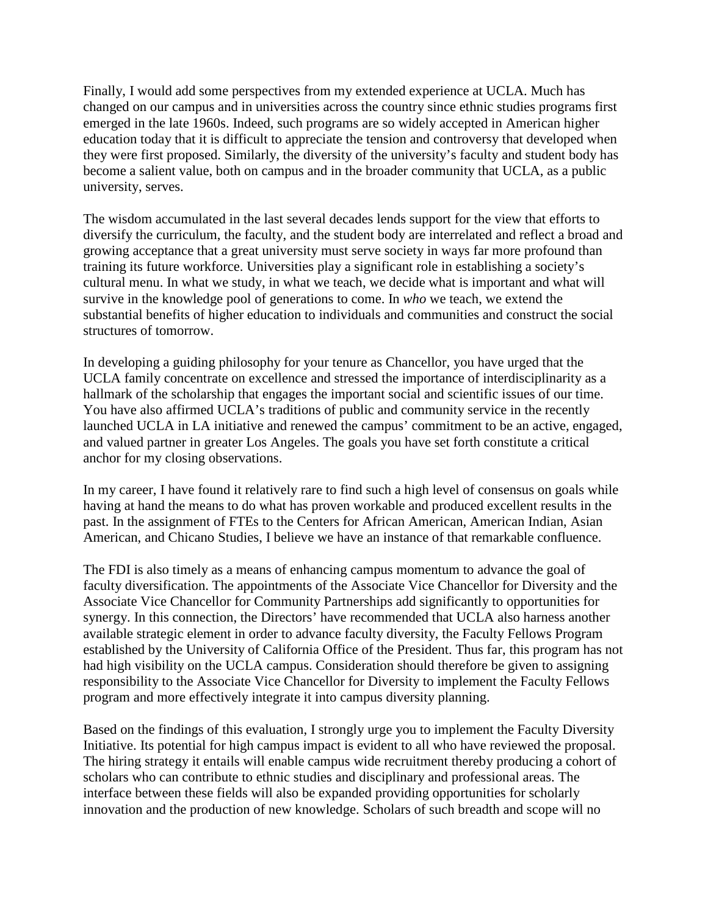Finally, I would add some perspectives from my extended experience at UCLA. Much has changed on our campus and in universities across the country since ethnic studies programs first emerged in the late 1960s. Indeed, such programs are so widely accepted in American higher education today that it is difficult to appreciate the tension and controversy that developed when they were first proposed. Similarly, the diversity of the university's faculty and student body has become a salient value, both on campus and in the broader community that UCLA, as a public university, serves.

The wisdom accumulated in the last several decades lends support for the view that efforts to diversify the curriculum, the faculty, and the student body are interrelated and reflect a broad and growing acceptance that a great university must serve society in ways far more profound than training its future workforce. Universities play a significant role in establishing a society's cultural menu. In what we study, in what we teach, we decide what is important and what will survive in the knowledge pool of generations to come. In *who* we teach, we extend the substantial benefits of higher education to individuals and communities and construct the social structures of tomorrow.

In developing a guiding philosophy for your tenure as Chancellor, you have urged that the UCLA family concentrate on excellence and stressed the importance of interdisciplinarity as a hallmark of the scholarship that engages the important social and scientific issues of our time. You have also affirmed UCLA's traditions of public and community service in the recently launched UCLA in LA initiative and renewed the campus' commitment to be an active, engaged, and valued partner in greater Los Angeles. The goals you have set forth constitute a critical anchor for my closing observations.

In my career, I have found it relatively rare to find such a high level of consensus on goals while having at hand the means to do what has proven workable and produced excellent results in the past. In the assignment of FTEs to the Centers for African American, American Indian, Asian American, and Chicano Studies, I believe we have an instance of that remarkable confluence.

The FDI is also timely as a means of enhancing campus momentum to advance the goal of faculty diversification. The appointments of the Associate Vice Chancellor for Diversity and the Associate Vice Chancellor for Community Partnerships add significantly to opportunities for synergy. In this connection, the Directors' have recommended that UCLA also harness another available strategic element in order to advance faculty diversity, the Faculty Fellows Program established by the University of California Office of the President. Thus far, this program has not had high visibility on the UCLA campus. Consideration should therefore be given to assigning responsibility to the Associate Vice Chancellor for Diversity to implement the Faculty Fellows program and more effectively integrate it into campus diversity planning.

Based on the findings of this evaluation, I strongly urge you to implement the Faculty Diversity Initiative. Its potential for high campus impact is evident to all who have reviewed the proposal. The hiring strategy it entails will enable campus wide recruitment thereby producing a cohort of scholars who can contribute to ethnic studies and disciplinary and professional areas. The interface between these fields will also be expanded providing opportunities for scholarly innovation and the production of new knowledge. Scholars of such breadth and scope will no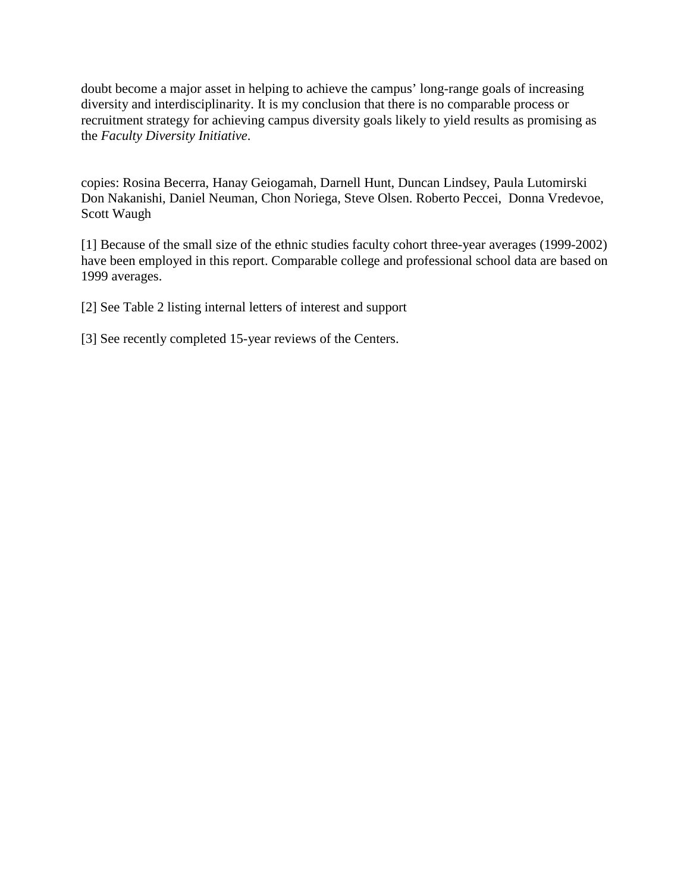doubt become a major asset in helping to achieve the campus' long-range goals of increasing diversity and interdisciplinarity. It is my conclusion that there is no comparable process or recruitment strategy for achieving campus diversity goals likely to yield results as promising as the *Faculty Diversity Initiative*.

copies: Rosina Becerra, Hanay Geiogamah, Darnell Hunt, Duncan Lindsey, Paula Lutomirski Don Nakanishi, Daniel Neuman, Chon Noriega, Steve Olsen. Roberto Peccei, Donna Vredevoe, Scott Waugh

[1] Because of the small size of the ethnic studies faculty cohort three-year averages (1999-2002) have been employed in this report. Comparable college and professional school data are based on 1999 averages.

[2] See Table 2 listing internal letters of interest and support

[3] See recently completed 15-year reviews of the Centers.